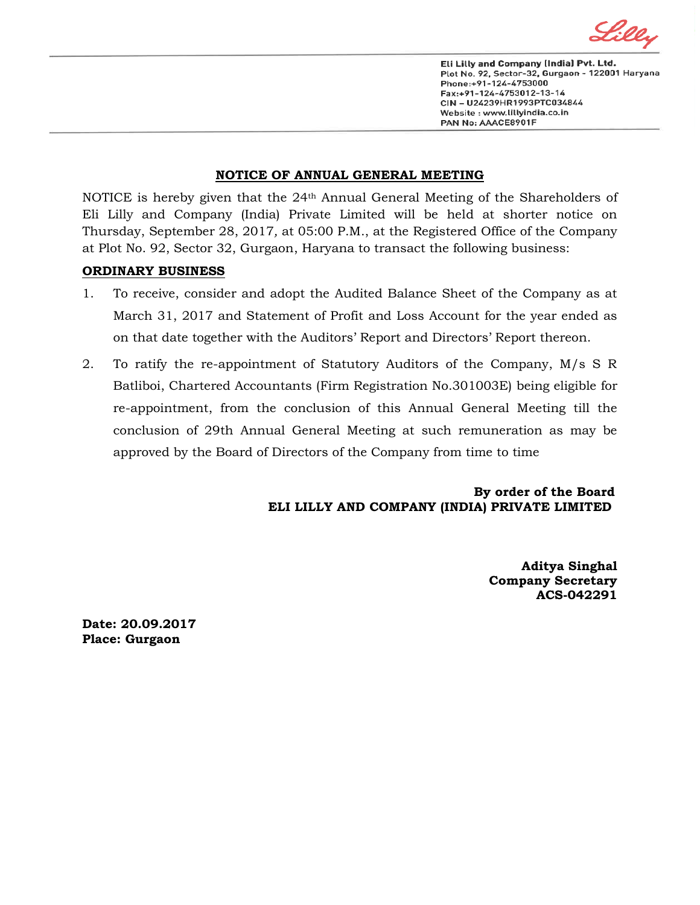Eli Lilly and Company (India) Pvt. Ltd.
Plot No. 92, Sector-32, Gurgaon - 122001 Haryana
Phone:+91-124-4753000
Fax:+91-124-4753012-13-14
CIN – U24239HR1993PTC034844
Website : www.lillyindia.co.in
PAN No: AAACE8901F

## NOTICE OF ANNUAL GENERAL MEETING

NOTICE is hereby given that the 24th Annual General Meeting of the Shareholders of Eli Lilly and Company (India) Private Limited will be held at shorter notice on Thursday, September 28, 2017, at 05:00 P.M., at the Registered Office of the Company at Plot No. 92, Sector 32, Gurgaon, Haryana to transact the following business:

**ORDINARY BUSINESS**

1. To receive, consider and adopt the Audited Balance Sheet of the Company as at March 31, 2017 and Statement of Profit and Loss Account for the year ended as on that date together with the Auditors' Report and Directors' Report thereon.
2. To ratify the re-appointment of Statutory Auditors of the Company, M/s S R Batliboi, Chartered Accountants (Firm Registration No.301003E) being eligible for re-appointment, from the conclusion of this Annual General Meeting till the conclusion of 29th Annual General Meeting at such remuneration as may be approved by the Board of Directors of the Company from time to time

**By order of the Board**
**ELI LILLY AND COMPANY (INDIA) PRIVATE LIMITED**

**Aditya Singhal**
**Company Secretary**
**ACS-042291**

**Date: 20.09.2017**
**Place: Gurgaon**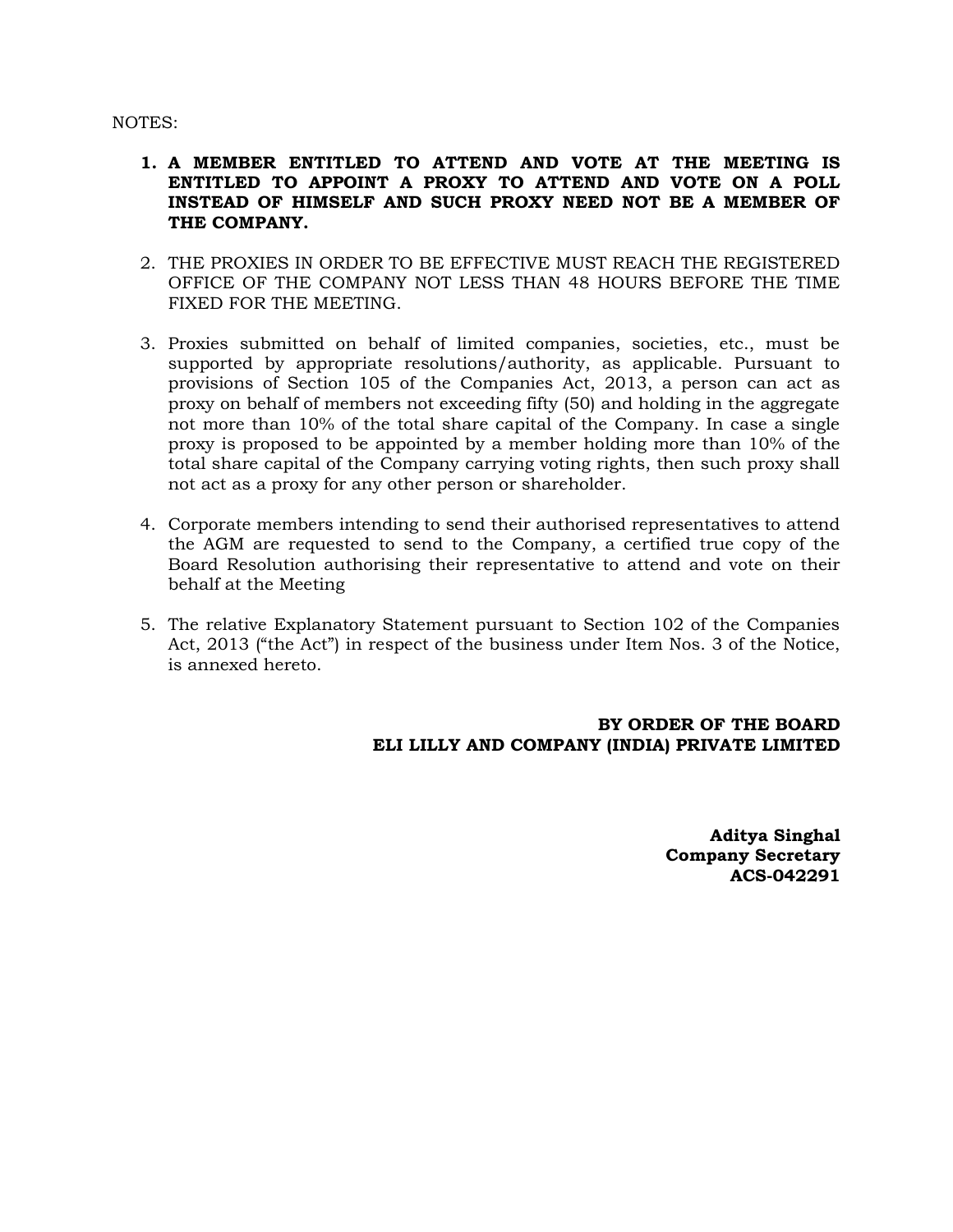NOTES:

1. **A MEMBER ENTITLED TO ATTEND AND VOTE AT THE MEETING IS ENTITLED TO APPOINT A PROXY TO ATTEND AND VOTE ON A POLL INSTEAD OF HIMSELF AND SUCH PROXY NEED NOT BE A MEMBER OF THE COMPANY.**

2. THE PROXIES IN ORDER TO BE EFFECTIVE MUST REACH THE REGISTERED OFFICE OF THE COMPANY NOT LESS THAN 48 HOURS BEFORE THE TIME FIXED FOR THE MEETING.

3. Proxies submitted on behalf of limited companies, societies, etc., must be supported by appropriate resolutions/authority, as applicable. Pursuant to provisions of Section 105 of the Companies Act, 2013, a person can act as proxy on behalf of members not exceeding fifty (50) and holding in the aggregate not more than 10% of the total share capital of the Company. In case a single proxy is proposed to be appointed by a member holding more than 10% of the total share capital of the Company carrying voting rights, then such proxy shall not act as a proxy for any other person or shareholder.

4. Corporate members intending to send their authorised representatives to attend the AGM are requested to send to the Company, a certified true copy of the Board Resolution authorising their representative to attend and vote on their behalf at the Meeting

5. The relative Explanatory Statement pursuant to Section 102 of the Companies Act, 2013 ("the Act") in respect of the business under Item Nos. 3 of the Notice, is annexed hereto.

**BY ORDER OF THE BOARD**
**ELI LILLY AND COMPANY (INDIA) PRIVATE LIMITED**

**Aditya Singhal**
**Company Secretary**
**ACS-042291**